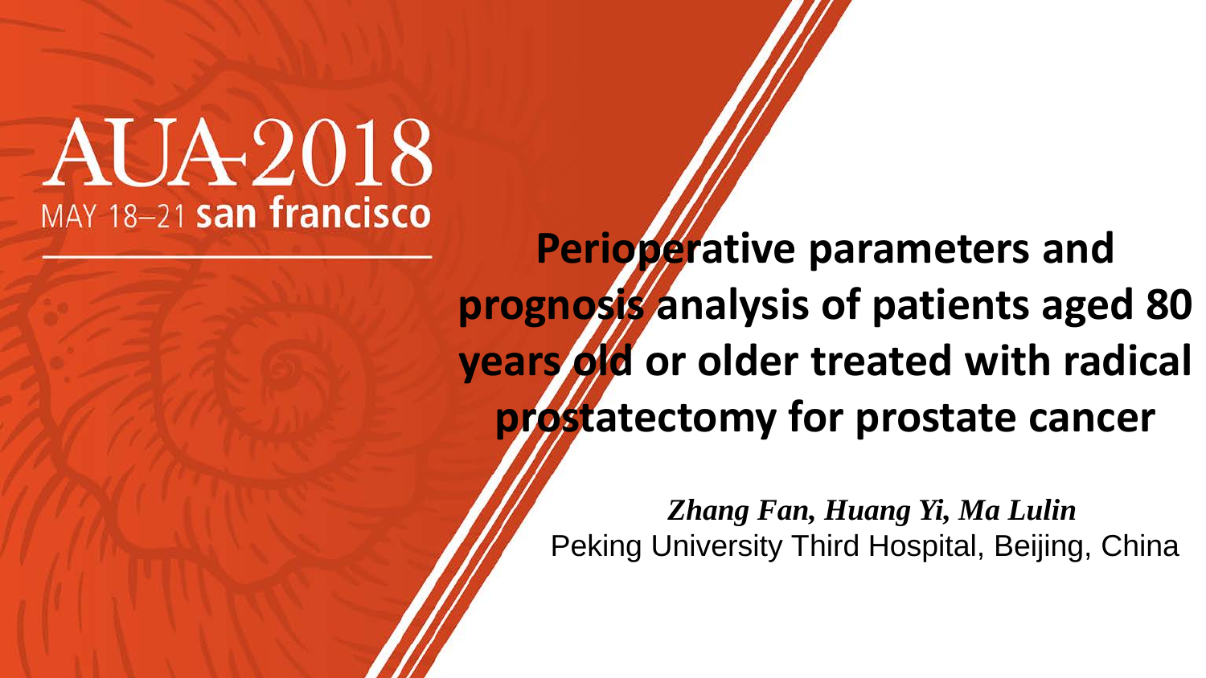AUA2018

MAY 18–21 san francisco

# Perioperative parameters and prognosis analysis of patients aged 80 years old or older treated with radical prostatectomy for prostate cancer

***Zhang Fan, Huang Yi, Ma Lulin***

Peking University Third Hospital, Beijing, China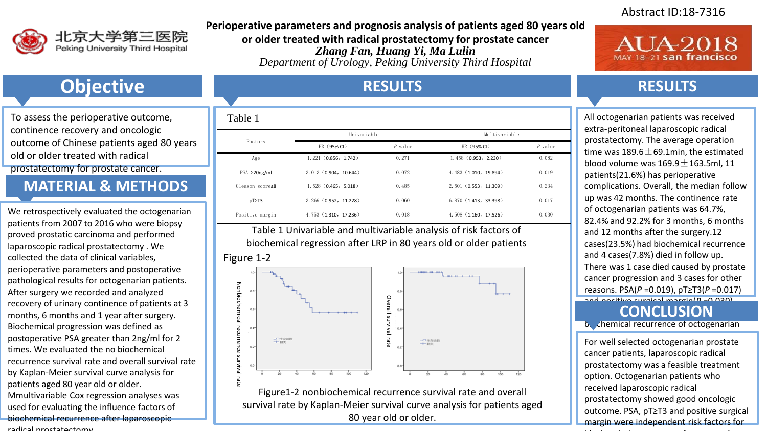Abstract ID:18-7316

# Perioperative parameters and prognosis analysis of patients aged 80 years old or older treated with radical prostatectomy for prostate cancer

***Zhang Fan, Huang Yi, Ma Lulin***

*Department of Urology, Peking University Third Hospital*

北京大学第三医院 Peking University Third Hospital

AUA 2018 MAY 18–21 san francisco

## Objective

To assess the perioperative outcome, continence recovery and oncologic outcome of Chinese patients aged 80 years old or older treated with radical prostatectomy for prostate cancer.

## MATERIAL & METHODS

We retrospectively evaluated the octogenarian patients from 2007 to 2016 who were biopsy proved prostatic carcinoma and performed laparoscopic radical prostatectomy . We collected the data of clinical variables, perioperative parameters and postoperative pathological results for octogenarian patients. After surgery we recorded and analyzed recovery of urinary continence of patients at 3 months, 6 months and 1 year after surgery. Biochemical progression was defined as postoperative PSA greater than 2ng/ml for 2 times. We evaluated the no biochemical recurrence survival rate and overall survival rate by Kaplan-Meier survival curve analysis for patients aged 80 year old or older. Mmultivariable Cox regression analyses was used for evaluating the influence factors of biochemical recurrence after laparoscopic radical prostatectomy

## RESULTS

Table 1

| Factors | Univariable | | Multivariable | |
|---|---|---|---|---|
| | HR（95% CI） | *P* value | HR（95% CI） | *P* value |
| Age | 1.221（0.856，1.742） | 0.271 | 1.458（0.953，2.230） | 0.082 |
| PSA ≥20ng/ml | 3.013（0.904，10.644） | 0.072 | 4.483（1.010，19.894） | 0.019 |
| Gleason score≥8 | 1.528（0.465，5.018） | 0.485 | 2.501（0.553，11.309） | 0.234 |
| pT≥T3 | 3.269（0.952，11.228） | 0.060 | 6.870（1.413，33.398） | 0.017 |
| Positive margin | 4.753（1.310，17.236） | 0.018 | 4.508（1.160，17.526） | 0.030 |

Table 1 Univariable and multivariable analysis of risk factors of biochemical regression after LRP in 80 years old or older patients

Figure 1-2

Figure1-2 nonbiochemical recurrence survival rate and overall survival rate by Kaplan-Meier survival curve analysis for patients aged 80 year old or older.

## RESULTS

All octogenarian patients was received extra-peritoneal laparoscopic radical prostatectomy. The average operation time was 189.6±69.1min, the estimated blood volume was 169.9±163.5ml, 11 patients(21.6%) had perioperative complications. Overall, the median follow up was 42 months. The continence rate of octogenarian patients was 64.7%, 82.4% and 92.2% for 3 months, 6 months and 12 months after the surgery.12 cases(23.5%) had biochemical recurrence and 4 cases(7.8%) died in follow up. There was 1 case died caused by prostate cancer progression and 3 cases for other reasons. PSA(*P* =0.019), pT≥T3(*P* =0.017) and positive surgical margin(*P* =0.030) ... biochemical recurrence of octogenarian

## CONCLUSION

For well selected octogenarian prostate cancer patients, laparoscopic radical prostatectomy was a feasible treatment option. Octogenarian patients who received laparoscopic radical prostatectomy showed good oncologic outcome. PSA, pT≥T3 and positive surgical margin were independent risk factors for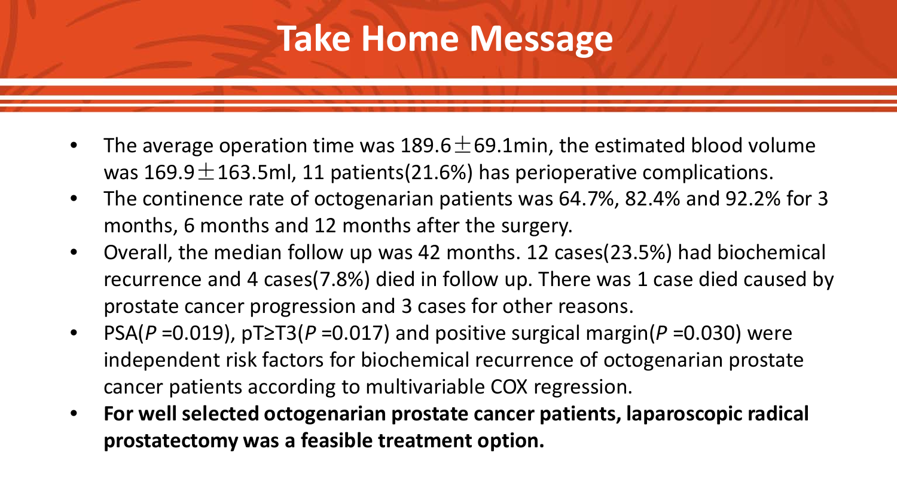# Take Home Message

- The average operation time was 189.6 $\pm$ 69.1min, the estimated blood volume was 169.9 $\pm$ 163.5ml, 11 patients(21.6%) has perioperative complications.
- The continence rate of octogenarian patients was 64.7%, 82.4% and 92.2% for 3 months, 6 months and 12 months after the surgery.
- Overall, the median follow up was 42 months. 12 cases(23.5%) had biochemical recurrence and 4 cases(7.8%) died in follow up. There was 1 case died caused by prostate cancer progression and 3 cases for other reasons.
- PSA($P$ =0.019), pT≥T3($P$ =0.017) and positive surgical margin($P$ =0.030) were independent risk factors for biochemical recurrence of octogenarian prostate cancer patients according to multivariable COX regression.
- **For well selected octogenarian prostate cancer patients, laparoscopic radical prostatectomy was a feasible treatment option.**